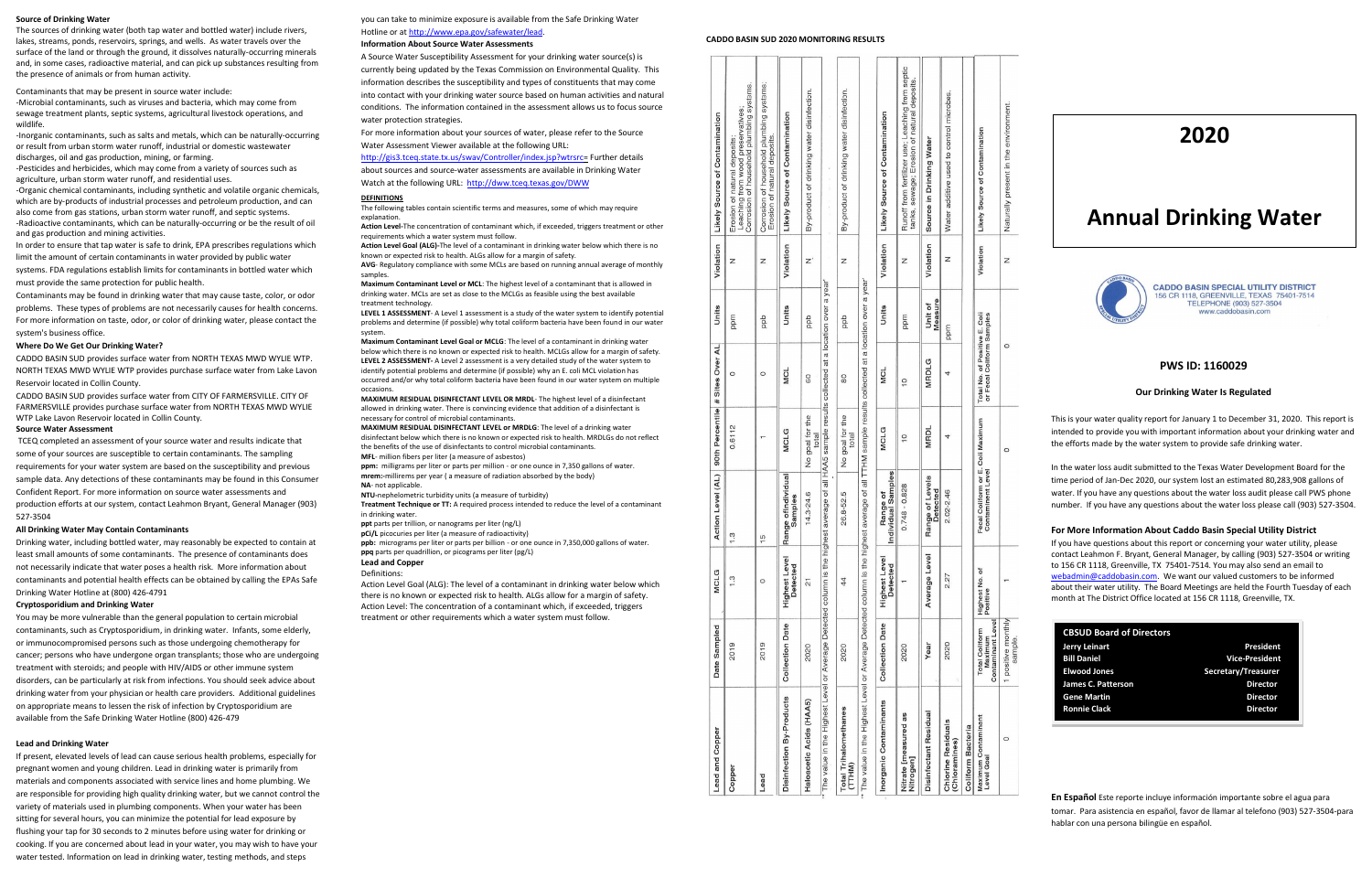## Source of Drinking Water

The sources of drinking water (both tap water and bottled water) include rivers, lakes, streams, ponds, reservoirs, springs, and wells. As water travels over the surface of the land or through the ground, it dissolves naturally-occurring minerals and, in some cases, radioactive material, and can pick up substances resulting from the presence of animals or from human activity.

Contaminants that may be present in source water include:

-Microbial contaminants, such as viruses and bacteria, which may come from sewage treatment plants, septic systems, agricultural livestock operations, and wildlife.

-Inorganic contaminants, such as salts and metals, which can be naturally-occurring or result from urban storm water runoff, industrial or domestic wastewater discharges, oil and gas production, mining, or farming.

-Pesticides and herbicides, which may come from a variety of sources such as agriculture, urban storm water runoff, and residential uses.

-Organic chemical contaminants, including synthetic and volatile organic chemicals, which are by-products of industrial processes and petroleum production, and can also come from gas stations, urban storm water runoff, and septic systems.

-Radioactive contaminants, which can be naturally-occurring or be the result of oil and gas production and mining activities.

In order to ensure that tap water is safe to drink, EPA prescribes regulations which limit the amount of certain contaminants in water provided by public water systems. FDA regulations establish limits for contaminants in bottled water which must provide the same protection for public health.

Contaminants may be found in drinking water that may cause taste, color, or odor problems. These types of problems are not necessarily causes for health concerns. For more information on taste, odor, or color of drinking water, please contact the system's business office.

### Where Do We Get Our Drinking Water?

CADDO BASIN SUD provides surface water from NORTH TEXAS MWD WYLIE WTP. NORTH TEXAS MWD WYLIE WTP provides purchase surface water from Lake Lavon Reservoir located in Collin County.

CADDO BASIN SUD provides surface water from CITY OF FARMERSVILLE. CITY OF FARMERSVILLE provides purchase surface water from NORTH TEXAS MWD WYLIE WTP Lake Lavon Reservoir located in Collin County.

### Source Water Assessment

TCEQ completed an assessment of your source water and results indicate that some of your sources are susceptible to certain contaminants. The sampling requirements for your water system are based on the susceptibility and previous sample data. Any detections of these contaminants may be found in this Consumer Confident Report. For more information on source water assessments and production efforts at our system, contact Leahmon Bryant, General Manager (903) 527-3504

### All Drinking Water May Contain Contaminants

Drinking water, including bottled water, may reasonably be expected to contain at least small amounts of some contaminants. The presence of contaminants does not necessarily indicate that water poses a health risk. More information about contaminants and potential health effects can be obtained by calling the EPAs Safe Drinking Water Hotline at (800) 426-4791

### Cryptosporidium and Drinking Water

You may be more vulnerable than the general population to certain microbial contaminants, such as Cryptosporidium, in drinking water. Infants, some elderly, or immunocompromised persons such as those undergoing chemotherapy for cancer; persons who have undergone organ transplants; those who are undergoing treatment with steroids; and people with HIV/AIDS or other immune system disorders, can be particularly at risk from infections. You should seek advice about drinking water from your physician or health care providers. Additional guidelines on appropriate means to lessen the risk of infection by Cryptosporidium are available from the Safe Drinking Water Hotline (800) 426-479

### Lead and Drinking Water

If present, elevated levels of lead can cause serious health problems, especially for pregnant women and young children. Lead in drinking water is primarily from materials and components associated with service lines and home plumbing. We are responsible for providing high quality drinking water, but we cannot control the variety of materials used in plumbing components. When your water has been sitting for several hours, you can minimize the potential for lead exposure by flushing your tap for 30 seconds to 2 minutes before using water for drinking or cooking. If you are concerned about lead in your water, you may wish to have your water tested. Information on lead in drinking water, testing methods, and steps you can take to minimize exposure is available from the Safe Drinking Water Hotline or at http://www.epa.gov/safewater/lead.

### Information About Source Water Assessments

A Source Water Susceptibility Assessment for your drinking water source(s) is currently being updated by the Texas Commission on Environmental Quality. This information describes the susceptibility and types of constituents that may come into contact with your drinking water source based on human activities and natural conditions. The information contained in the assessment allows us to focus source water protection strategies.

For more information about your sources of water, please refer to the Source Water Assessment Viewer available at the following URL: http://gis3.tceq.state.tx.us/swav/Controller/index.jsp?wtrsrc= Further details about sources and source-water assessments are available in Drinking Water Watch at the following URL: http://dww.tceq.texas.gov/DWW

### DEFINITIONS

The following tables contain scientific terms and measures, some of which may require explanation.

**Action Level-**The concentration of contaminant which, if exceeded, triggers treatment or other requirements which a water system must follow.

**Action Level Goal (ALG)-**The level of a contaminant in drinking water below which there is no known or expected risk to health. ALGs allow for a margin of safety.

**AVG**- Regulatory compliance with some MCLs are based on running annual average of monthly samples.

**Maximum Contaminant Level or MCL**: The highest level of a contaminant that is allowed in drinking water. MCLs are set as close to the MCLGs as feasible using the best available treatment technology.

**LEVEL 1 ASSESSMENT**- A Level 1 assessment is a study of the water system to identify potential problems and determine (if possible) why total coliform bacteria have been found in our water system.

**Maximum Contaminant Level Goal or MCLG**: The level of a contaminant in drinking water below which there is no known or expected risk to health. MCLGs allow for a margin of safety.

**LEVEL 2 ASSESSMENT**- A Level 2 assessment is a very detailed study of the water system to identify potential problems and determine (if possible) why an E. coli MCL violation has occurred and/or why total coliform bacteria have been found in our water system on multiple occasions.

**MAXIMUM RESIDUAL DISINFECTANT LEVEL OR MRDL**- The highest level of a disinfectant allowed in drinking water. There is convincing evidence that addition of a disinfectant is necessary for control of microbial contaminants.

**MAXIMUM RESIDUAL DISINFECTANT LEVEL or MRDLG**: The level of a drinking water disinfectant below which there is no known or expected risk to health. MRDLGs do not reflect the benefits of the use of disinfectants to control microbial contaminants.

**MFL**- million fibers per liter (a measure of asbestos)

**ppm:** milligrams per liter or parts per million - or one ounce in 7,350 gallons of water.

**mrem:**-millirems per year ( a measure of radiation absorbed by the body)

**NA**- not applicable.

**NTU-**nephelometric turbidity units (a measure of turbidity)

**Treatment Technique or TT:** A required process intended to reduce the level of a contaminant in drinking water.

**ppt** parts per trillion, or nanograms per liter (ng/L)

**pCi/L** picocuries per liter (a measure of radioactivity)

**ppb:** micrograms per liter or parts per billion - or one ounce in 7,350,000 gallons of water.

**ppq** parts per quadrillion, or picograms per liter (pg/L)

### Lead and Copper

Definitions:

Action Level Goal (ALG): The level of a contaminant in drinking water below which there is no known or expected risk to health. ALGs allow for a margin of safety.

Action Level: The concentration of a contaminant which, if exceeded, triggers treatment or other requirements which a water system must follow.

## CADDO BASIN SUD 2020 MONITORING RESULTS

| Lead and Copper | Date Sampled | MCLG | Action Level (AL) | 90th Percentile | # Sites Over AL | Units | Violation | Likely Source of Contamination |
|---|---|---|---|---|---|---|---|---|
| Copper | 2019 | 1.3 | 1.3 | 0.6112 | 0 | ppm | N | Erosion of natural deposits; Leaching from wood preservatives; Corrosion of household plumbing systems. |
| Lead | 2019 | 0 | 15 | 1 | 0 | ppb | N | Corrosion of household plumbing systems; Erosion of natural deposits. |

| Disinfection By-Products | Collection Date | Highest Level Detected | Range of Individual Samples | MCLG | MCL | Units | Violation | Likely Source of Contamination |
|---|---|---|---|---|---|---|---|---|
| Haloacetic Acids (HAA5) | 2020 | 21 | 14.3-24.6 | No goal for the total | 60 | ppb | N | By-product of drinking water disinfection. |
| Total Trihalomethanes (TTHM) | 2020 | 44 | 28.8-52.5 | No goal for the total | 80 | ppb | N | By-product of drinking water disinfection. |

\* The value in the Highest Level or Average Detected column is the highest average of all HAA5 sample results collected at a location over a year

\* The value in the Highest Level or Average Detected column is the highest average of all TTHM sample results collected at a location over a year

| Inorganic Contaminants | Collection Date | Highest Level Detected | Range of Individual Samples | MCLG | MCL | Units | Violation | Likely Source of Contamination |
|---|---|---|---|---|---|---|---|---|
| Nitrate [measured as Nitrogen] | 2020 | 1 | 0.748 - 0.828 | 10 | 10 | ppm | N | Runoff from fertilizer use; Leaching from septic tanks, sewage; Erosion of natural deposits. |

| Disinfectant Residual | Year | Average Level | Range of Levels Detected | MRDL | MRDLG | Unit of Measure | Violation | Source in Drinking Water |
|---|---|---|---|---|---|---|---|---|
| Chlorine Residuals (Chloramines) | 2020 | 2.27 | 2.02-2.46 | 4 | 4 | ppm | N | Water additive used to control microbes. |

**Coliform Bacteria**

| Maximum Contaminant Level Goal | Total Coliform Maximum Contaminant Level | Highest No. of Positive | Fecal Coliform or E. Coli Maximum Contaminant Level | Total No. of Positive E. Coli or Fecal Coliform Samples | Violation | Likely Source of Contamination |
|---|---|---|---|---|---|---|
| 0 | 1 positive monthly sample. | 1 | 0 | 0 | N | Naturally present in the environment. |

# 2020

# Annual Drinking Water

**CADDO BASIN SPECIAL UTILITY DISTRICT**
156 CR 1118, GREENVILLE, TEXAS 75401-7514
TELEPHONE (903) 527-3504
www.caddobasin.com

### PWS ID: 1160029

#### Our Drinking Water Is Regulated

This is your water quality report for January 1 to December 31, 2020. This report is intended to provide you with important information about your drinking water and the efforts made by the water system to provide safe drinking water.

In the water loss audit submitted to the Texas Water Development Board for the time period of Jan-Dec 2020, our system lost an estimated 80,283,908 gallons of water. If you have any questions about the water loss audit please call PWS phone number. If you have any questions about the water loss please call (903) 527-3504.

### For More Information About Caddo Basin Special Utility District

If you have questions about this report or concerning your water utility, please contact Leahmon F. Bryant, General Manager, by calling (903) 527-3504 or writing to 156 CR 1118, Greenville, TX 75401-7514. You may also send an email to webadmin@caddobasin.com. We want our valued customers to be informed about their water utility. The Board Meetings are held the Fourth Tuesday of each month at The District Office located at 156 CR 1118, Greenville, TX.

| CBSUD Board of Directors | |
|---|---|
| Jerry Leinart | President |
| Bill Daniel | Vice-President |
| Elwood Jones | Secretary/Treasurer |
| James C. Patterson | Director |
| Gene Martin | Director |
| Ronnie Clack | Director |

**En Español** Este reporte incluye información importante sobre el agua para tomar. Para asistencia en español, favor de llamar al telefono (903) 527-3504-para hablar con una persona bilingüe en español.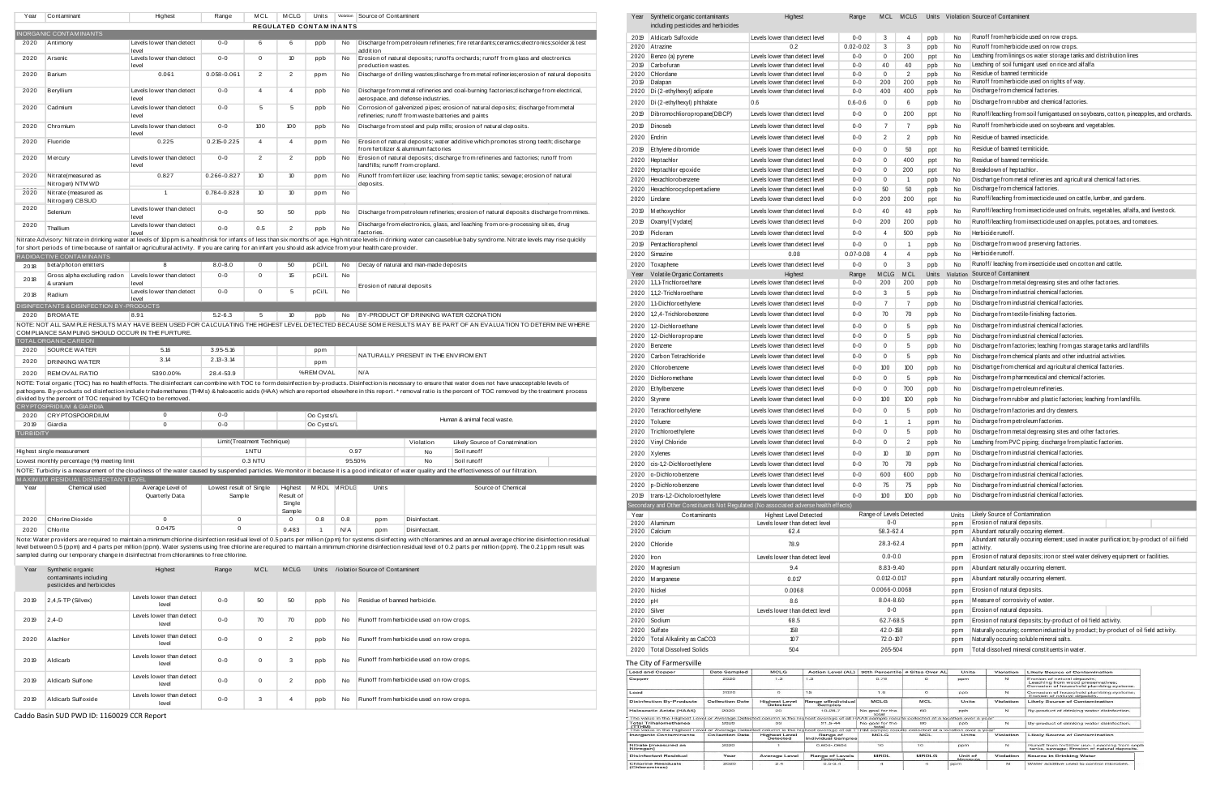| Year | Contaminant | Highest | Range | MCL | MCLG | Units | Violation | Source of Contaminent |
|---|---|---|---|---|---|---|---|---|
| | | | | REGULATED CONTAMINANTS | | | | |
| INORGANIC CONTAMINANTS | | | | | | | | |
| 2020 | Antimony | Levels lower than detect level | 0-0 | 6 | 6 | ppb | No | Discharge from petroleum refineries; fire retardants;ceramics;electronics;solder;& test addition |
| 2020 | Arsenic | Levels lower than detect level | 0-0 | 0 | 10 | ppb | No | Erosion of natural deposits; runoffs orchards; runoff from glass and electronics production wastes. |
| 2020 | Barium | 0.061 | 0.058-0.061 | 2 | 2 | ppm | No | Discharge of drilling wastes;discharge from metal refineries;erosion of natural deposits |
| 2020 | Beryllium | Levels lower than detect level | 0-0 | 4 | 4 | ppb | No | Discharge from metal refinerles and coal-burning factories;discharge from electrical, aerospace, and defense industries. |
| 2020 | Cadmium | Levels lower than detect level | 0-0 | 5 | 5 | ppb | No | Corrosion of galvanized pipes; erosion of natural deposits; discharge from metal refineries; runoff from waste batteries and paints |
| 2020 | Chromium | Levels lower than detect level | 0-0 | 100 | 100 | ppb | No | Discharge from steel and pulp mills; erosion of natural deposits. |
| 2020 | Fluoride | 0.225 | 0.215-0.225 | 4 | 4 | ppm | No | Erosion of natural deposits; water additive which promotes strong teeth; discharge from fertilizer & aluminum factories |
| 2020 | Mercury | Levels lower than detect level | 0-0 | 2 | 2 | ppb | No | Erosion of natural deposits; discharge from refineries and factories; runoff from landfills; runoff from cropland. |
| 2020 | Nitrate(measured as Nitrogen) NTMWD | 0.827 | 0.266-0.827 | 10 | 10 | ppm | No | Runoff from fertilizer use; leaching from septic tanks; sewage; erosion of natural deposits. |
| 2020 | Nitrate (measured as Nitrogen) CBSUD | 1 | 0.784-0.828 | 10 | 10 | ppm | No | |
| 2020 | Selenium | Levels lower than detect level | 0-0 | 50 | 50 | ppb | No | Discharge from petroleum refineries; erosion of natural deposits discharge from mines. |
| 2020 | Thallium | Levels lower than detect level | 0-0 | 0.5 | 2 | ppb | No | Discharge from electronics, glass, and leaching from ore-processing sites, drug factories. |

Nitrate Advisory: Nitrate in drinking water at levels of 10ppm is a health risk for infants of less than six months of age. High nitrate levels in drinking water can causeblue baby syndrome. Nitrate levels may rise quickly for short periods of time because of rainfall or agricultural activity. If you are caring for an infant you should ask advice from your health care provider.

| Year | Contaminant | Highest | Range | MCL | MCLG | Units | Violation | Source of Contaminent |
|---|---|---|---|---|---|---|---|---|
| RADIOACTIVE CONTAMINANTS | | | | | | | | |
| 2018 | beta/photon emitters | 8 | 8.0-8.0 | 0 | 50 | pCi/L | No | Decay of natural and man-made deposits |
| 2018 | Gross alpha excluding radon & uranium | Levels lower than detect level | 0-0 | 0 | 15 | pCi/L | No | Erosion of natural deposits |
| 2018 | Radium | Levels lower than detect level | 0-0 | 0 | 5 | pCi/L | No | |
| DISINFECTANTS & DISINFECTION BY-PRODUCTS | | | | | | | | |
| 2020 | BROMATE | 8.91 | 5.2-6.3 | 5 | 10 | ppb | No | BY-PRODUCT OF DRINKING WATER OZONATION |

NOTE: NOT ALL SAMPLE RESULTS MAY HAVE BEEN USED FOR CALCULATING THE HIGHEST LEVEL DETECTED BECAUSE SOME RESULTS MAY BE PART OF AN EVALUATION TO DETERMINE WHERE COMPLIANCE SAMPLING SHOULD OCCUR IN THE FURTURE.

| Year | TOTAL ORGANIC CARBON | Highest | Range | Units | Source |
|---|---|---|---|---|---|
| 2020 | SOURCE WATER | 5.16 | 3.95-5.16 | ppm | NATURALLY PRESENT IN THE ENVIROMENT |
| 2020 | DRINKING WATER | 3.14 | 2.13-3.14 | ppm | NATURALLY PRESENT IN THE ENVIROMENT |
| 2020 | REMOVAL RATIO | 5390.00% | 28.4-53.9 | %REMOVAL | N/A |

NOTE: Total organic (TOC) has no health effects. The disinfectant can combine with TOC to form disinfection by-products. Disinfection is necessary to ensure that water does not have unacceptable levels of pathogens. By-products od disinfection include trihalomethanes (THMs) & haloacetic acids (HAA) which are reported elsewhere in this report. * removal ratio is the percent of TOC removed by the treatment process divided by the percent of TOC required by TCEQ to be removed.

| Year | CRYPTOSPRIDIUM & GIARDIA | Highest | Range | Units | Source |
|---|---|---|---|---|---|
| 2020 | CRYPTOSPOORDIUM | 0 | 0-0 | Oo Cysts/L | Human & animal fecal waste. |
| 2019 | Giardia | 0 | 0-0 | Oo Cysts/L | Human & animal fecal waste. |

| TURBIDITY | Limit(Treatment Technique) | | Violation | Likely Source of Conatmination |
|---|---|---|---|---|
| Highest single measurement | 1NTU | 0.97 | No | Soil runoff |
| Lowest monthly percentage (%) meeting limit | 0.3 NTU | 95.50% | No | Soil runoff |

NOTE: Turbidity is a measurement of the cloudiness of the water caused by suspended particles. We monitor it because it is a good indicator of water quality and the effectiveness of our filtration.

MAXIMUM RESIDUAL DISINFECTANT LEVEL

| Year | Chemical used | Average Level of Quarterly Data | Lowest result of Single Sample | Highest Result of Single Sample | MRDL | MRDLG | Units | Source of Chemical |
|---|---|---|---|---|---|---|---|---|
| 2020 | Chlorine Dioxide | 0 | 0 | 0 | 0.8 | 0.8 | ppm | Disinfectant. |
| 2020 | Chlorite | 0.0475 | 0 | 0.483 | 1 | N/A | ppm | Disinfectant. |

Note: Water providers are required to maintain a minimum chlorine disinfection residual level of 0.5 parts per million (ppm) for systems disinfecting with chloramines and an annual average chlorine disinfection residual level between 0.5 (ppm) and 4 parts per million (ppm). Water systems using free chlorine are required to maintain a minimum chlorine disinfection residual level of 0.2 parts per million (ppm). The 0.21ppm result was sampled during our temporary change in disinfectnat from chloramines to free chlorine.

| Year | Synthetic organic contaminants including pesticides and herbicides | Highest | Range | MCL | MCLG | Units | Violation | Source of Contaminent |
|---|---|---|---|---|---|---|---|---|
| 2019 | 2,4,5-TP (Silvex) | Levels lower than detect level | 0-0 | 50 | 50 | ppb | No | Residue of banned herbicide. |
| 2019 | 2,4-D | Levels lower than detect level | 0-0 | 70 | 70 | ppb | No | Runoff from herbicide used on row crops. |
| 2020 | Alachlor | Levels lower than detect level | 0-0 | 0 | 2 | ppb | No | Runoff from herbicide used on row crops. |
| 2019 | Aldicarb | Levels lower than detect level | 0-0 | 0 | 3 | ppb | No | Runoff from herbicide used on row crops. |
| 2019 | Aldicarb Sulfone | Levels lower than detect level | 0-0 | 0 | 2 | ppb | No | Runoff from herbicide used on row crops. |
| 2019 | Aldicarb Sulfoxide | Levels lower than detect level | 0-0 | 3 | 4 | ppb | No | Runoff from herbicide used on row crops. |

Caddo Basin SUD PWD ID: 1160029 CCR Report

| Year | Synthetic organic contaminants including pesticides and herbicides | Highest | Range | MCL | MCLG | Units | Violation | Source of Contaminent |
|---|---|---|---|---|---|---|---|---|
| 2019 | Aldicarb Sulfoxide | Levels lower than detect level | 0-0 | 3 | 4 | ppb | No | Runoff from herbicide used on row crops. |
| 2020 | Atrazine | 0.2 | 0.02-0.02 | 3 | 3 | ppb | No | Runoff from herbicide used on row crops. |
| 2020 | Benzo (a) pyrene | Levels lower than detect level | 0-0 | 0 | 200 | ppt | No | Leaching from linings os water storage tanks and distribution lines |
| 2019 | Carbofuran | Levels lower than detect level | 0-0 | 40 | 40 | ppb | No | Leaching of soil fumigant used on rice and alfalfa. |
| 2020 | Chlordane | Levels lower than detect level | 0-0 | 0 | 2 | ppb | No | Residue of banned termiticide |
| 2019 | Dalapan | Levels lower than detect level | 0-0 | 200 | 200 | ppb | No | Runoff from herbicide used on rights of way. |
| 2020 | Di (2-ethylhexyl) adipate | Levels lower than detect level | 0-0 | 400 | 400 | ppb | No | Discharge from chemical factories. |
| 2020 | Di (2-ethylhexyl) phthalate | 0.6 | 0.6-0.6 | 0 | 6 | ppb | No | Discharge from rubber and chemical factories. |
| 2019 | Dibromochloropropane(DBCP) | Levels lower than detect level | 0-0 | 0 | 200 | ppt | No | Runoff/leaching from soil fumigantused on soybeans, cotton, pineapples, and orchards. |
| 2019 | Dinoseb | Levels lower than detect level | 0-0 | 7 | 7 | ppb | No | Runoff from herbicide used on soybeans and vegetables. |
| 2020 | Endrin | Levels lower than detect level | 0-0 | 2 | 2 | ppb | No | Residue of banned insecticide. |
| 2019 | Ethylene dibromide | Levels lower than detect level | 0-0 | 0 | 50 | ppt | No | Residue of banned termiticide. |
| 2020 | Heptachlor | Levels lower than detect level | 0-0 | 0 | 400 | ppt | No | Residue of banned termiticide. |
| 2020 | Heptachlor epoxide | Levels lower than detect level | 0-0 | 0 | 200 | ppt | No | Breakdown of heptachlor. |
| 2020 | Hexachlorobenzene | Levels lower than detect level | 0-0 | 0 | 1 | ppb | No | Discharge from metal refineries and agricultural chemical factories. |
| 2020 | Hexachlorocyclopentadiene | Levels lower than detect level | 0-0 | 50 | 50 | ppb | No | Discharge from chemical factories. |
| 2020 | Lindane | Levels lower than detect level | 0-0 | 200 | 200 | ppt | No | Runoff/leaching from insecticide used on cattle, lumber, and gardens. |
| 2019 | Methoxychlor | Levels lower than detect level | 0-0 | 40 | 40 | ppb | No | Runoff/leaching from insecticide used on fruits, vegetables, alfalfa, and livestock. |
| 2019 | Oxamyl [Vydate] | Levels lower than detect level | 0-0 | 200 | 200 | ppb | No | Runoff/leaching from insecticide used on apples, potatoes, and tomatoes. |
| 2019 | Picloram | Levels lower than detect level | 0-0 | 4 | 500 | ppb | No | Herbicide runoff. |
| 2019 | Pentachlorophenol | Levels lower than detect level | 0-0 | 0 | 1 | ppb | No | Discharge from wood preserving factories. |
| 2020 | Simazine | 0.08 | 0.07-0.08 | 4 | 4 | ppb | No | Herbicide runoff. |
| 2020 | Toxaphene | Levels lower than detect level | 0-0 | 0 | 3 | ppb | No | Runoff/ leaching from insecticide used on cotton and cattle. |

| Year | Volatile Organic Contaments | Highest | Range | MCLG | MCL | Units | Violation | Source of Contaminent |
|---|---|---|---|---|---|---|---|---|
| 2020 | 1,1,1-Trichloroethane | Levels lower than detect level | 0-0 | 200 | 200 | ppb | No | Discharge from metal degreasing sites and other factories. |
| 2020 | 1,1,2-Trichloroethane | Levels lower than detect level | 0-0 | 3 | 5 | ppb | No | Discharge from industrial chemical factories. |
| 2020 | 1,1-Dichloroethylene | Levels lower than detect level | 0-0 | 7 | 7 | ppb | No | Discharge from industrial chemical factories. |
| 2020 | 1,2,4-Trichlorobenzene | Levels lower than detect level | 0-0 | 70 | 70 | ppb | No | Discharge from textile-finishing factories. |
| 2020 | 1,2-Dichloroethane | Levels lower than detect level | 0-0 | 0 | 5 | ppb | No | Discharge from industrial chemical factories. |
| 2020 | 1,2-Dichloropropane | Levels lower than detect level | 0-0 | 0 | 5 | ppb | No | Discharge from industrial chemical factories. |
| 2020 | Benzene | Levels lower than detect level | 0-0 | 0 | 5 | ppb | No | Discharge from factories; leaching from gas storage tanks and landfills |
| 2020 | Carbon Tetrachloride | Levels lower than detect level | 0-0 | 0 | 5 | ppb | No | Discharge from chemical plants and other industrial activities. |
| 2020 | Chlorobenzene | Levels lower than detect level | 0-0 | 100 | 100 | ppb | No | Dischartge from chemical and agricultural chemical factories. |
| 2020 | Dichloromethane | Levels lower than detect level | 0-0 | 0 | 5 | ppb | No | Discharge from pharmaceutical and chemical factories. |
| 2020 | Ethylbenzene | Levels lower than detect level | 0-0 | 0 | 700 | ppb | No | Discharge from petroleum refineries. |
| 2020 | Styrene | Levels lower than detect level | 0-0 | 100 | 100 | ppb | No | Discharge from rubber and plastic factories; leaching from landfills. |
| 2020 | Tetrachloroethylene | Levels lower than detect level | 0-0 | 0 | 5 | ppb | No | Discharge from factories and dry cleaners. |
| 2020 | Toluene | Levels lower than detect level | 0-0 | 1 | 1 | ppm | No | Discharge from petroleum factories. |
| 2020 | Trichloroethylene | Levels lower than detect level | 0-0 | 0 | 5 | ppb | No | Discharge from metal degreasing sites and other factories. |
| 2020 | Vinyl Chloride | Levels lower than detect level | 0-0 | 0 | 2 | ppb | No | Leaching from PVC piping; discharge from plastic factories. |
| 2020 | Xylenes | Levels lower than detect level | 0-0 | 10 | 10 | ppm | No | Discharge from industrial chemical factories. |
| 2020 | cis-1,2-Dichloroethylene | Levels lower than detect level | 0-0 | 70 | 70 | ppb | No | Discharge from industrial chemical factories. |
| 2020 | o-Dichlorobenzene | Levels lower than detect level | 0-0 | 600 | 600 | ppb | No | Discharge from industrial chemical factories. |
| 2020 | p-Dichlorobenzene | Levels lower than detect level | 0-0 | 75 | 75 | ppb | No | Discharge from industrial chemical factories. |
| 2019 | trans-1,2-Dicholoroethylene | Levels lower than detect level | 0-0 | 100 | 100 | ppb | No | Discharge from industrial chemical factories. |

Secondary and Other Constituents Not Regulated (No associated adverse health effects)

| Year | Contaminants | Highest Level Detected | Range of Levels Detected | Units | Likely Source of Contamination |
|---|---|---|---|---|---|
| 2020 | Aluminum | Levels lower than detect level | 0-0 | ppm | Erosion of natural deposits. |
| 2020 | Calcium | 62.4 | 58.3-62.4 | ppm | Abundant naturally occuring element. |
| 2020 | Chloride | 78.9 | 28.3-62.4 | ppm | Abundant naturally occuring element; used in water purification; by-product of oil field activity. |
| 2020 | Iron | Levels lower than detect level | 0.0-0.0 | ppm | Erosion of natural deposits; iron or steel water delivery equipment or facilities. |
| 2020 | Magnesium | 9.4 | 8.83-9.40 | ppm | Abundant naturally occuring element. |
| 2020 | Manganese | 0.017 | 0.012-0.017 | ppm | Abundant naturally occuring element. |
| 2020 | Nickel | 0.0068 | 0.0066-0.0068 | ppm | Erosion of natural deposits. |
| 2020 | pH | 8.6 | 8.04-8.60 | ppm | Measure of corrosivity of water. |
| 2020 | Silver | Levels lower than detect level | 0-0 | ppm | Erosion of natural deposits. |
| 2020 | Sodium | 68.5 | 62.7-68.5 | ppm | Erosion of natural deposits; by-product of oil field activity. |
| 2020 | Sulfate | 158 | 42.0-158 | ppm | Naturally occuring; common industrial by product; by-product of oil field activity. |
| 2020 | Total Alkalinity as CaCO3 | 107 | 72.0-107 | ppm | Naturally occuring soluble mineral salts. |
| 2020 | Total Dissolved Solids | 504 | 265-504 | ppm | Total dissolved mineral constituents in water. |

The City of Farmersville

| Lead and Copper | Date Sampled | MCLG | Action Level (AL) | 90th Percentile | # Sites Over AL | Units | Violation | Likely Source of Contamination |
|---|---|---|---|---|---|---|---|---|
| Copper | 2020 | 1.3 | 1.3 | 0.78 | 0 | ppm | N | Erosion of natural deposits; Leaching from wood preservatives; Corrosion of household plumbing systems. |
| Lead | 2020 | 0 | 15 | 1.5 | 0 | ppb | N | Corrosion of household plumbing systems; Erosion of natural deposits. |

| Disinfection By-Products | Collection Date | Highest Level Detected | Range of Individual Samples | MCLG | MCL | Units | Violation | Likely Source of Contamination |
|---|---|---|---|---|---|---|---|---|
| Haloacetic Acids (HAA5) | 2020 | 20 | 10-26.7 | No goal for the total | 60 | ppb | N | By-product of drinking water disinfection. |
| Total Trihalomethanes (TTHM) | 2020 | 33 | 21.9-44 | No goal for the total | 80 | ppb | N | By-product of drinking water disinfection. |

* The value in the Highest Level or Average Detected column is the highest average of all HAA5 sample results collected at a location over a year

* The value in the Highest Level or Average Detected column is the highest average of all TTHM sample results collected at a location over a year

| Inorganic Contaminants | Collection Date | Highest Level Detected | Range of Individual Samples | MCLG | MCL | Units | Violation | Likely Source of Contamination |
|---|---|---|---|---|---|---|---|---|
| Nitrate [measured as Nitrogen] | 2020 | 1 | 0.600-0.864 | 10 | 10 | ppm | N | Runoff from fertilizer use; Leaching from septic tanks, sewage; Erosion of natural deposits |

| Disinfectant Residual | Year | Average Level | Range of Levels Detected | MRDL | MRDLG | Unit of Measure | Violation | Source in Drinking Water |
|---|---|---|---|---|---|---|---|---|
| Chlorine Residuals (Chloramines) | 2020 | 2.4 | 0.3-4.1 | 4 | 4 | ppm | N | Water additive used to control microbes. |